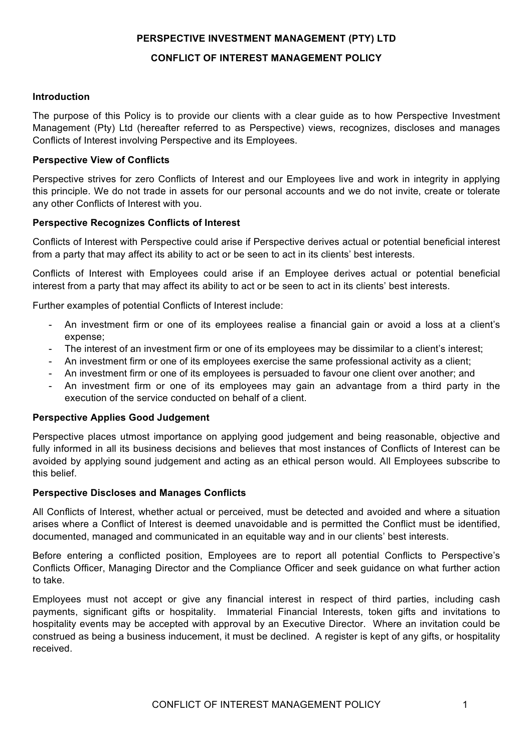# PERSPECTIVE INVESTMENT MANAGEMENT (PTY) LTD

## CONFLICT OF INTEREST MANAGEMENT POLICY

### Introduction

The purpose of this Policy is to provide our clients with a clear guide as to how Perspective Investment Management (Pty) Ltd (hereafter referred to as Perspective) views, recognizes, discloses and manages Conflicts of Interest involving Perspective and its Employees.

### Perspective View of Conflicts

Perspective strives for zero Conflicts of Interest and our Employees live and work in integrity in applying this principle. We do not trade in assets for our personal accounts and we do not invite, create or tolerate any other Conflicts of Interest with you.

### Perspective Recognizes Conflicts of Interest

Conflicts of Interest with Perspective could arise if Perspective derives actual or potential beneficial interest from a party that may affect its ability to act or be seen to act in its clients' best interests.

Conflicts of Interest with Employees could arise if an Employee derives actual or potential beneficial interest from a party that may affect its ability to act or be seen to act in its clients' best interests.

Further examples of potential Conflicts of Interest include:

- An investment firm or one of its employees realise a financial gain or avoid a loss at a client's expense;
- The interest of an investment firm or one of its employees may be dissimilar to a client's interest;
- An investment firm or one of its employees exercise the same professional activity as a client;
- An investment firm or one of its employees is persuaded to favour one client over another; and
- An investment firm or one of its employees may gain an advantage from a third party in the execution of the service conducted on behalf of a client.

### Perspective Applies Good Judgement

Perspective places utmost importance on applying good judgement and being reasonable, objective and fully informed in all its business decisions and believes that most instances of Conflicts of Interest can be avoided by applying sound judgement and acting as an ethical person would. All Employees subscribe to this belief.

### Perspective Discloses and Manages Conflicts

All Conflicts of Interest, whether actual or perceived, must be detected and avoided and where a situation arises where a Conflict of Interest is deemed unavoidable and is permitted the Conflict must be identified, documented, managed and communicated in an equitable way and in our clients' best interests.

Before entering a conflicted position, Employees are to report all potential Conflicts to Perspective's Conflicts Officer, Managing Director and the Compliance Officer and seek guidance on what further action to take.

Employees must not accept or give any financial interest in respect of third parties, including cash payments, significant gifts or hospitality. Immaterial Financial Interests, token gifts and invitations to hospitality events may be accepted with approval by an Executive Director. Where an invitation could be construed as being a business inducement, it must be declined. A register is kept of any gifts, or hospitality received.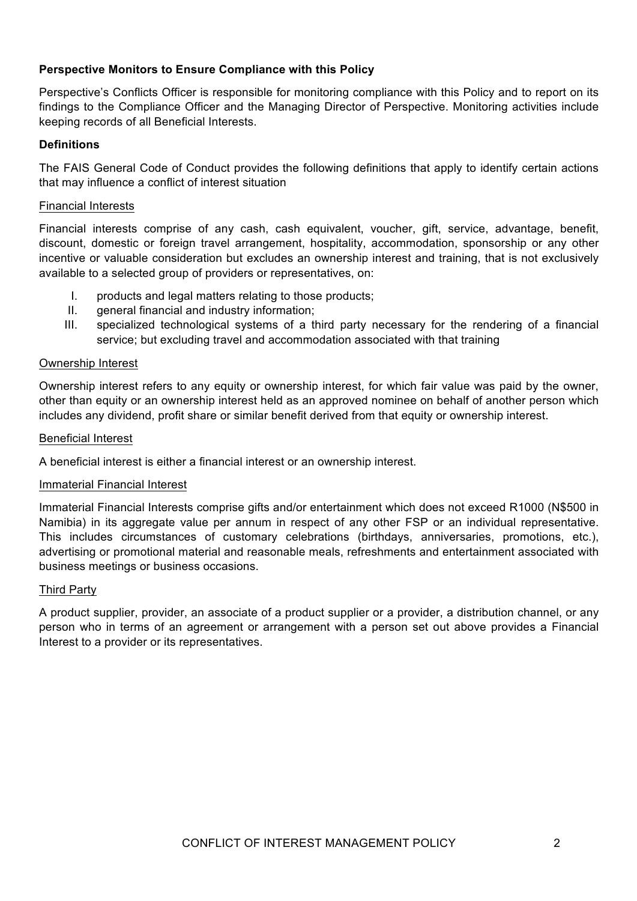**Perspective Monitors to Ensure Compliance with this Policy**

Perspective's Conflicts Officer is responsible for monitoring compliance with this Policy and to report on its findings to the Compliance Officer and the Managing Director of Perspective. Monitoring activities include keeping records of all Beneficial Interests.

**Definitions**

The FAIS General Code of Conduct provides the following definitions that apply to identify certain actions that may influence a conflict of interest situation

Financial Interests

Financial interests comprise of any cash, cash equivalent, voucher, gift, service, advantage, benefit, discount, domestic or foreign travel arrangement, hospitality, accommodation, sponsorship or any other incentive or valuable consideration but excludes an ownership interest and training, that is not exclusively available to a selected group of providers or representatives, on:

I. products and legal matters relating to those products;
II. general financial and industry information;
III. specialized technological systems of a third party necessary for the rendering of a financial service; but excluding travel and accommodation associated with that training

Ownership Interest

Ownership interest refers to any equity or ownership interest, for which fair value was paid by the owner, other than equity or an ownership interest held as an approved nominee on behalf of another person which includes any dividend, profit share or similar benefit derived from that equity or ownership interest.

Beneficial Interest

A beneficial interest is either a financial interest or an ownership interest.

Immaterial Financial Interest

Immaterial Financial Interests comprise gifts and/or entertainment which does not exceed R1000 (N$500 in Namibia) in its aggregate value per annum in respect of any other FSP or an individual representative. This includes circumstances of customary celebrations (birthdays, anniversaries, promotions, etc.), advertising or promotional material and reasonable meals, refreshments and entertainment associated with business meetings or business occasions.

Third Party

A product supplier, provider, an associate of a product supplier or a provider, a distribution channel, or any person who in terms of an agreement or arrangement with a person set out above provides a Financial Interest to a provider or its representatives.